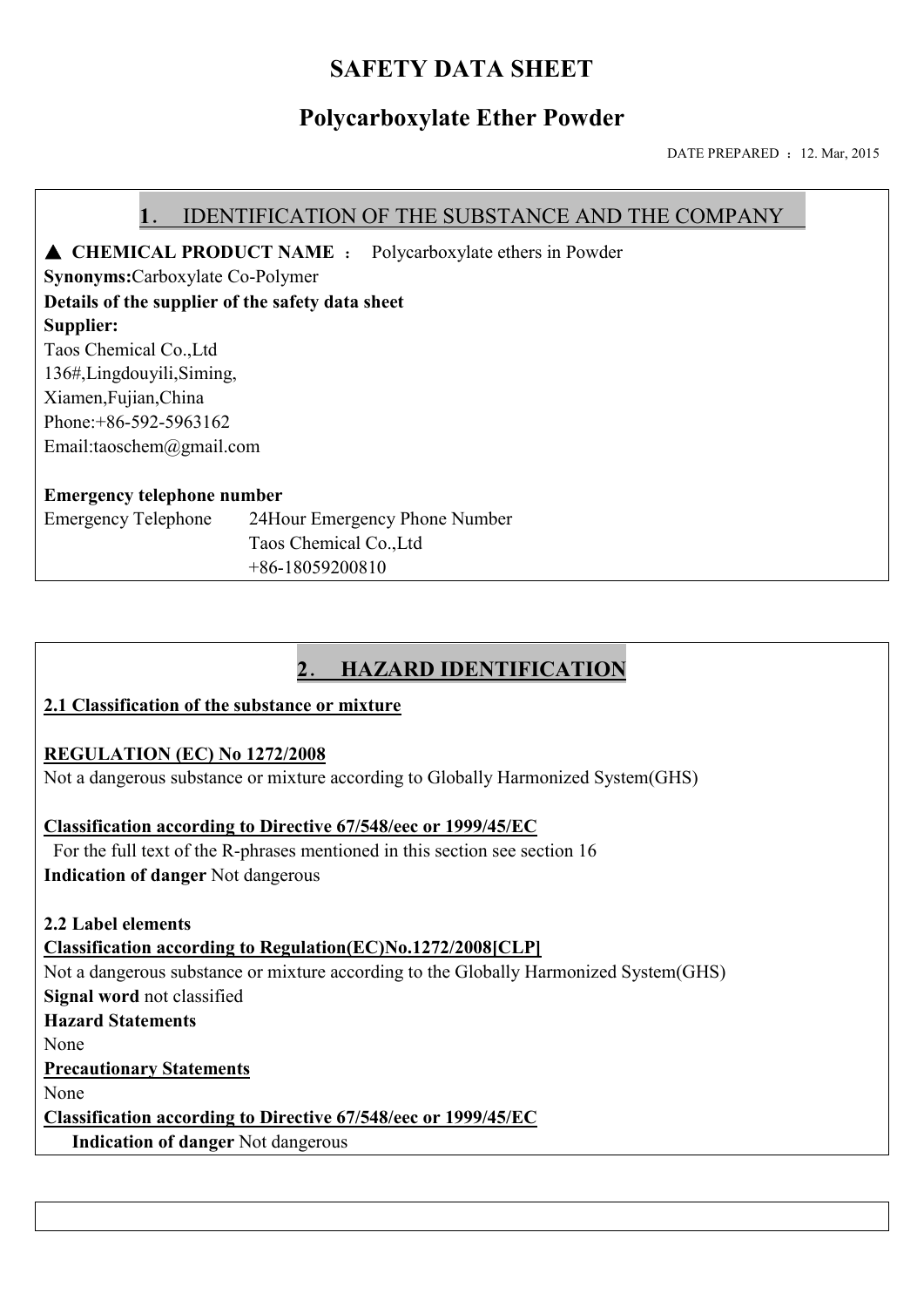# SAFETY DATA SHEET

## Polycarboxylate Ether Powder

DATE PREPARED ： 12. Mar, 2015

## 1． IDENTIFICATION OF THE SUBSTANCE AND THE COMPANY

▲ **CHEMICAL PRODUCT NAME** ： Polycarboxylate ethers in Powder

**Synonyms:**Carboxylate Co-Polymer

**Details of the supplier of the safety data sheet**

**Supplier:**

Taos Chemical Co.,Ltd
136#,Lingdouyili,Siming,
Xiamen,Fujian,China
Phone:+86-592-5963162
Email:taoschem@gmail.com

**Emergency telephone number**

Emergency Telephone 24Hour Emergency Phone Number
Taos Chemical Co.,Ltd
+86-18059200810

## 2． HAZARD IDENTIFICATION

**2.1 Classification of the substance or mixture**

**REGULATION (EC) No 1272/2008**

Not a dangerous substance or mixture according to Globally Harmonized System(GHS)

**Classification according to Directive 67/548/eec or 1999/45/EC**

For the full text of the R-phrases mentioned in this section see section 16

**Indication of danger** Not dangerous

**2.2 Label elements**

**Classification according to Regulation(EC)No.1272/2008[CLP]**

Not a dangerous substance or mixture according to the Globally Harmonized System(GHS)

**Signal word** not classified

**Hazard Statements**

None

**Precautionary Statements**

None

**Classification according to Directive 67/548/eec or 1999/45/EC**

**Indication of danger** Not dangerous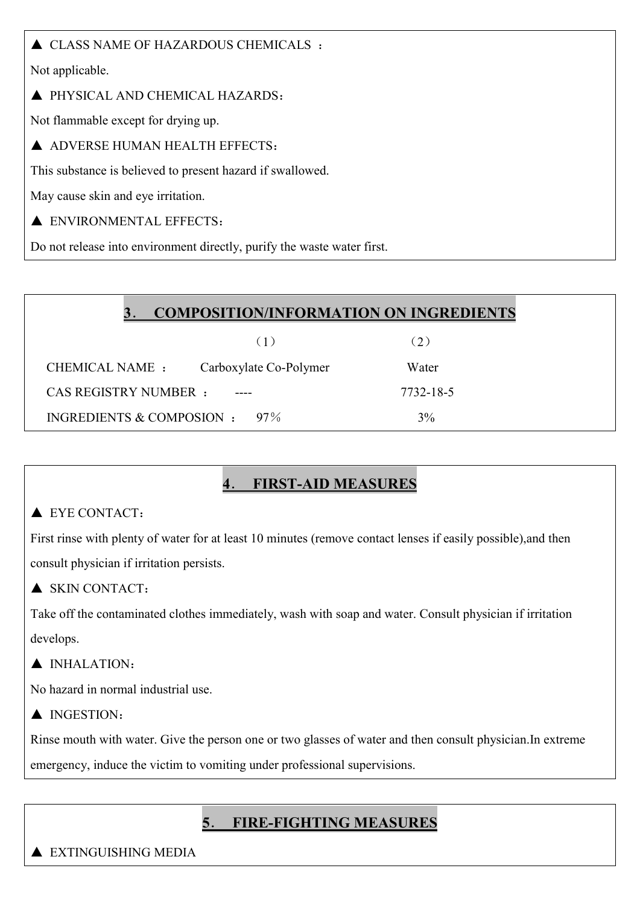▲ CLASS NAME OF HAZARDOUS CHEMICALS ：

Not applicable.

▲ PHYSICAL AND CHEMICAL HAZARDS：

Not flammable except for drying up.

▲ ADVERSE HUMAN HEALTH EFFECTS：

This substance is believed to present hazard if swallowed.

May cause skin and eye irritation.

▲ ENVIRONMENTAL EFFECTS：

Do not release into environment directly, purify the waste water first.

## 3. COMPOSITION/INFORMATION ON INGREDIENTS

| | （1） | （2） |
|---|---|---|
| CHEMICAL NAME ： | Carboxylate Co-Polymer | Water |
| CAS REGISTRY NUMBER ： | ---- | 7732-18-5 |
| INGREDIENTS & COMPOSION ： | 97％ | 3% |

## 4. FIRST-AID MEASURES

▲ EYE CONTACT：

First rinse with plenty of water for at least 10 minutes (remove contact lenses if easily possible),and then consult physician if irritation persists.

▲ SKIN CONTACT：

Take off the contaminated clothes immediately, wash with soap and water. Consult physician if irritation develops.

▲ INHALATION：

No hazard in normal industrial use.

▲ INGESTION：

Rinse mouth with water. Give the person one or two glasses of water and then consult physician.In extreme emergency, induce the victim to vomiting under professional supervisions.

## 5. FIRE-FIGHTING MEASURES

▲ EXTINGUISHING MEDIA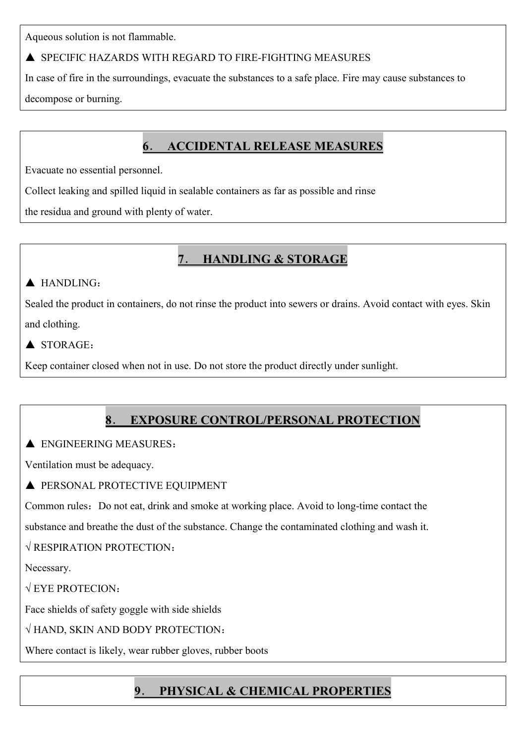Aqueous solution is not flammable.

▲ SPECIFIC HAZARDS WITH REGARD TO FIRE-FIGHTING MEASURES

In case of fire in the surroundings, evacuate the substances to a safe place. Fire may cause substances to decompose or burning.

## 6． ACCIDENTAL RELEASE MEASURES

Evacuate no essential personnel.

Collect leaking and spilled liquid in sealable containers as far as possible and rinse the residua and ground with plenty of water.

## 7． HANDLING & STORAGE

▲ HANDLING：

Sealed the product in containers, do not rinse the product into sewers or drains. Avoid contact with eyes. Skin and clothing.

▲ STORAGE：

Keep container closed when not in use. Do not store the product directly under sunlight.

## 8． EXPOSURE CONTROL/PERSONAL PROTECTION

▲ ENGINEERING MEASURES：

Ventilation must be adequacy.

▲ PERSONAL PROTECTIVE EQUIPMENT

Common rules：Do not eat, drink and smoke at working place. Avoid to long-time contact the substance and breathe the dust of the substance. Change the contaminated clothing and wash it.

√ RESPIRATION PROTECTION：

Necessary.

√ EYE PROTECION：

Face shields of safety goggle with side shields

√ HAND, SKIN AND BODY PROTECTION：

Where contact is likely, wear rubber gloves, rubber boots

## 9． PHYSICAL & CHEMICAL PROPERTIES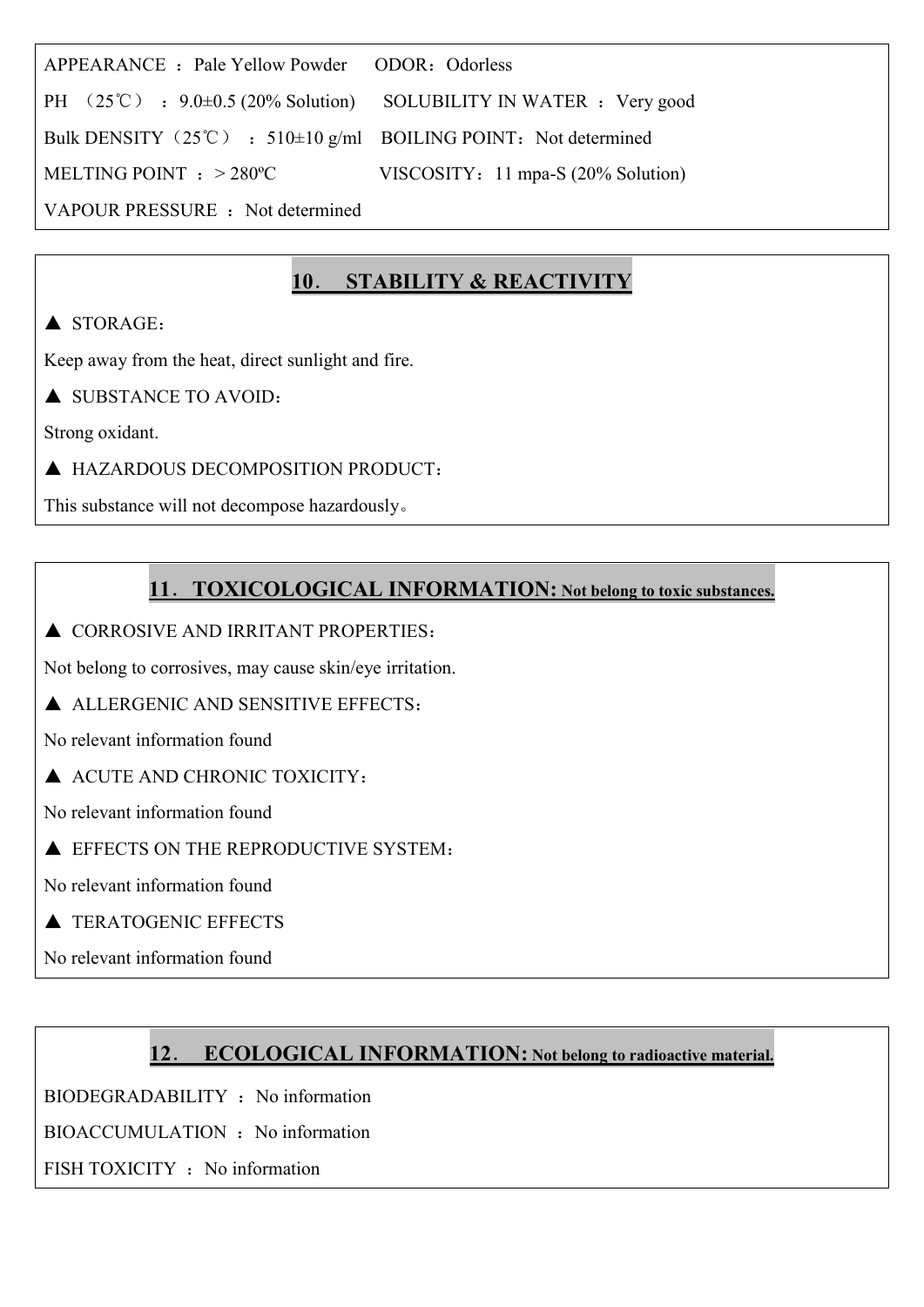APPEARANCE ：Pale Yellow Powder ODOR：Odorless

PH （25℃） ：9.0±0.5 (20% Solution) SOLUBILITY IN WATER ：Very good

Bulk DENSITY（25℃） ：510±10 g/ml BOILING POINT：Not determined

MELTING POINT ：> 280ºC VISCOSITY：11 mpa-S (20% Solution)

VAPOUR PRESSURE ：Not determined

## 10． STABILITY & REACTIVITY

▲ STORAGE：

Keep away from the heat, direct sunlight and fire.

▲ SUBSTANCE TO AVOID：

Strong oxidant.

▲ HAZARDOUS DECOMPOSITION PRODUCT：

This substance will not decompose hazardously。

## 11． TOXICOLOGICAL INFORMATION: Not belong to toxic substances.

▲ CORROSIVE AND IRRITANT PROPERTIES：

Not belong to corrosives, may cause skin/eye irritation.

▲ ALLERGENIC AND SENSITIVE EFFECTS：

No relevant information found

▲ ACUTE AND CHRONIC TOXICITY：

No relevant information found

▲ EFFECTS ON THE REPRODUCTIVE SYSTEM：

No relevant information found

▲ TERATOGENIC EFFECTS

No relevant information found

## 12． ECOLOGICAL INFORMATION: Not belong to radioactive material.

BIODEGRADABILITY ：No information

BIOACCUMULATION ：No information

FISH TOXICITY ：No information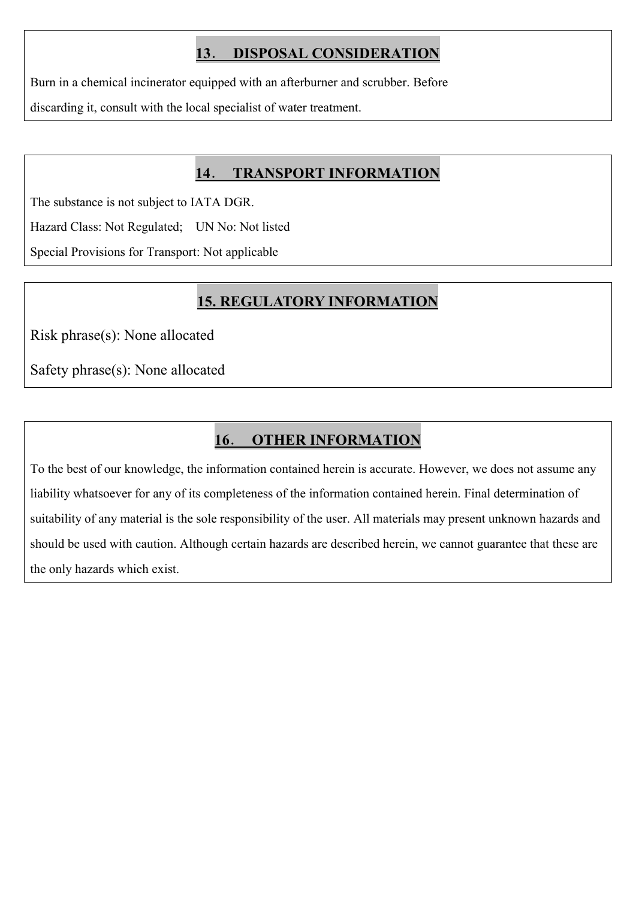## 13. DISPOSAL CONSIDERATION

Burn in a chemical incinerator equipped with an afterburner and scrubber. Before discarding it, consult with the local specialist of water treatment.

## 14. TRANSPORT INFORMATION

The substance is not subject to IATA DGR.

Hazard Class: Not Regulated; UN No: Not listed

Special Provisions for Transport: Not applicable

## 15. REGULATORY INFORMATION

Risk phrase(s): None allocated

Safety phrase(s): None allocated

## 16. OTHER INFORMATION

To the best of our knowledge, the information contained herein is accurate. However, we does not assume any liability whatsoever for any of its completeness of the information contained herein. Final determination of suitability of any material is the sole responsibility of the user. All materials may present unknown hazards and should be used with caution. Although certain hazards are described herein, we cannot guarantee that these are the only hazards which exist.